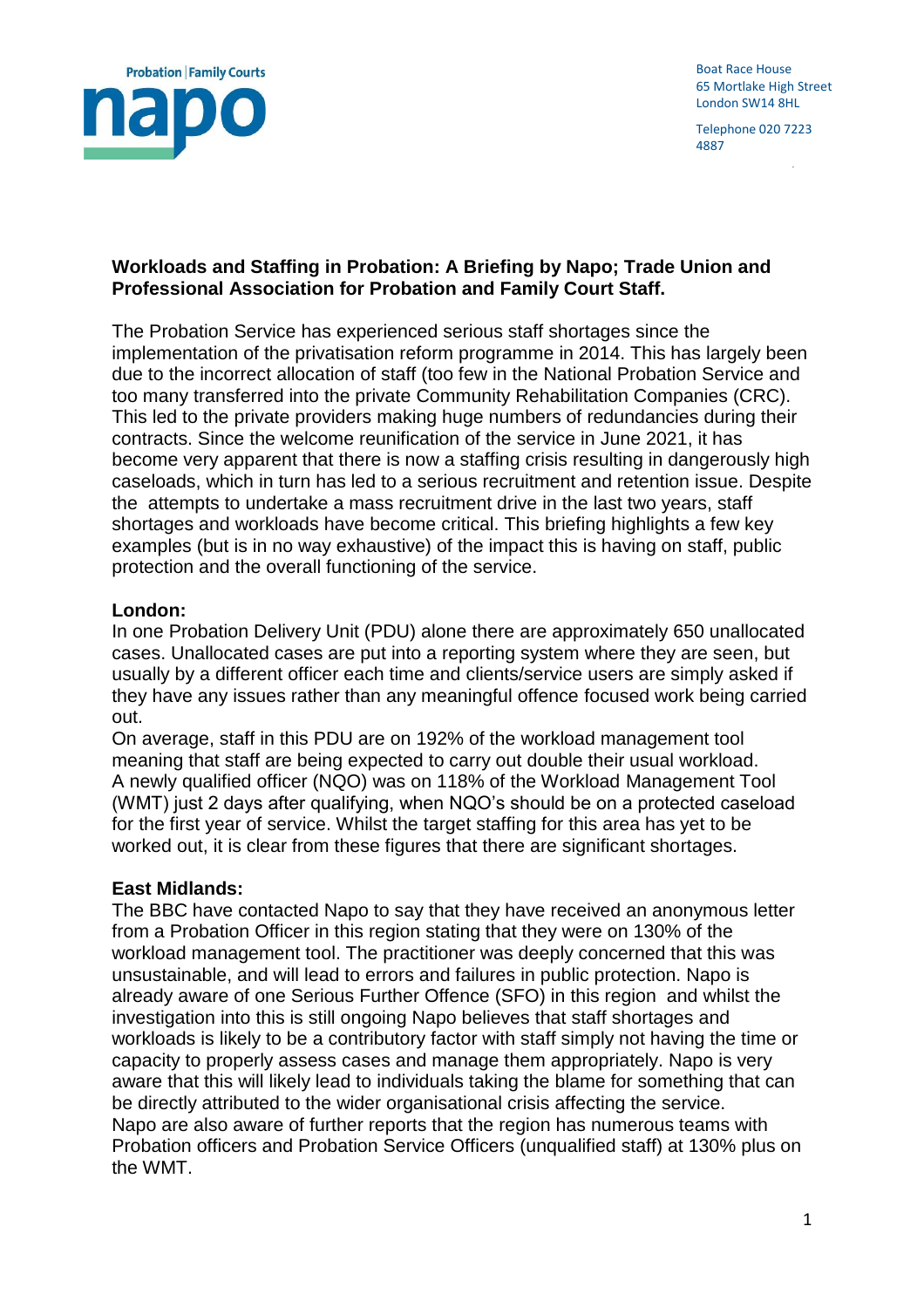Boat Race House
65 Mortlake High Street
London SW14 8HL

Telephone 020 7223 4887

**Workloads and Staffing in Probation: A Briefing by Napo; Trade Union and Professional Association for Probation and Family Court Staff.**

The Probation Service has experienced serious staff shortages since the implementation of the privatisation reform programme in 2014. This has largely been due to the incorrect allocation of staff (too few in the National Probation Service and too many transferred into the private Community Rehabilitation Companies (CRC). This led to the private providers making huge numbers of redundancies during their contracts. Since the welcome reunification of the service in June 2021, it has become very apparent that there is now a staffing crisis resulting in dangerously high caseloads, which in turn has led to a serious recruitment and retention issue. Despite the attempts to undertake a mass recruitment drive in the last two years, staff shortages and workloads have become critical. This briefing highlights a few key examples (but is in no way exhaustive) of the impact this is having on staff, public protection and the overall functioning of the service.

**London:**

In one Probation Delivery Unit (PDU) alone there are approximately 650 unallocated cases. Unallocated cases are put into a reporting system where they are seen, but usually by a different officer each time and clients/service users are simply asked if they have any issues rather than any meaningful offence focused work being carried out.

On average, staff in this PDU are on 192% of the workload management tool meaning that staff are being expected to carry out double their usual workload.

A newly qualified officer (NQO) was on 118% of the Workload Management Tool (WMT) just 2 days after qualifying, when NQO's should be on a protected caseload for the first year of service. Whilst the target staffing for this area has yet to be worked out, it is clear from these figures that there are significant shortages.

**East Midlands:**

The BBC have contacted Napo to say that they have received an anonymous letter from a Probation Officer in this region stating that they were on 130% of the workload management tool. The practitioner was deeply concerned that this was unsustainable, and will lead to errors and failures in public protection. Napo is already aware of one Serious Further Offence (SFO) in this region and whilst the investigation into this is still ongoing Napo believes that staff shortages and workloads is likely to be a contributory factor with staff simply not having the time or capacity to properly assess cases and manage them appropriately. Napo is very aware that this will likely lead to individuals taking the blame for something that can be directly attributed to the wider organisational crisis affecting the service.

Napo are also aware of further reports that the region has numerous teams with Probation officers and Probation Service Officers (unqualified staff) at 130% plus on the WMT.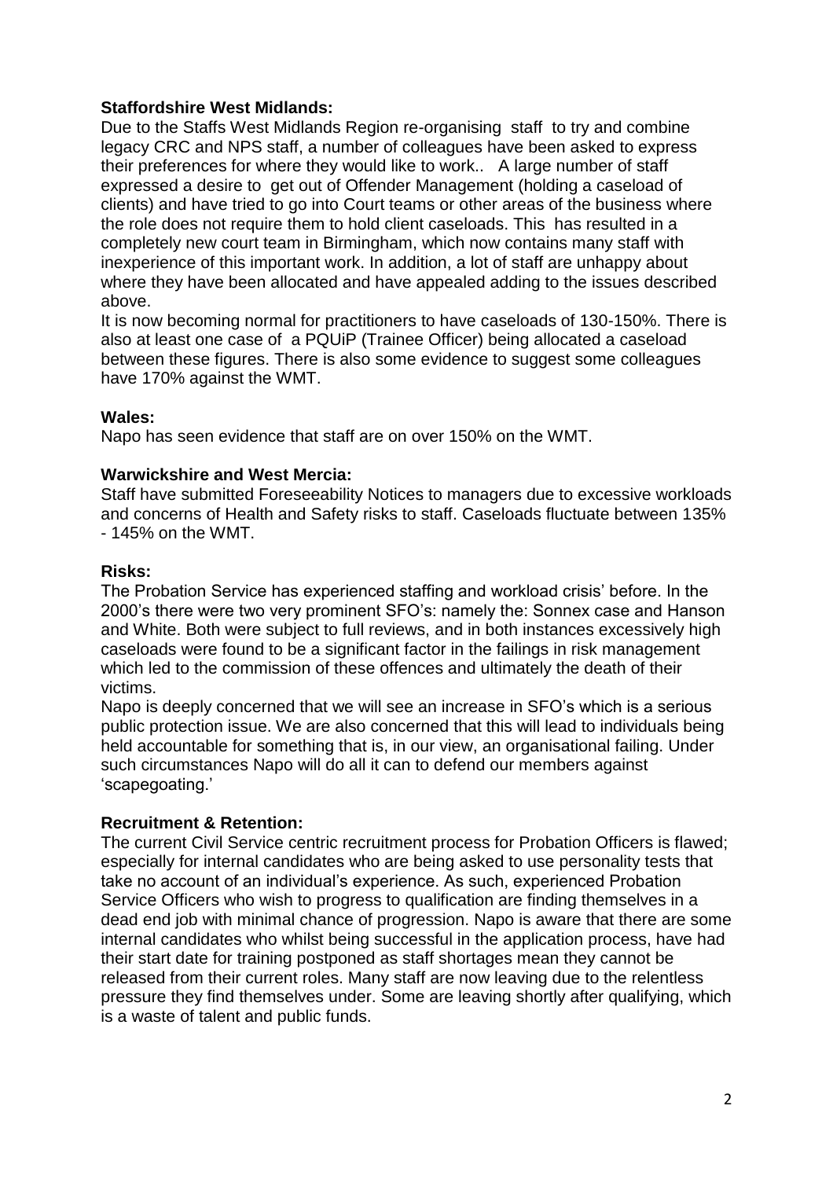**Staffordshire West Midlands:**
Due to the Staffs West Midlands Region re-organising staff to try and combine legacy CRC and NPS staff, a number of colleagues have been asked to express their preferences for where they would like to work.. A large number of staff expressed a desire to get out of Offender Management (holding a caseload of clients) and have tried to go into Court teams or other areas of the business where the role does not require them to hold client caseloads. This has resulted in a completely new court team in Birmingham, which now contains many staff with inexperience of this important work. In addition, a lot of staff are unhappy about where they have been allocated and have appealed adding to the issues described above.

It is now becoming normal for practitioners to have caseloads of 130-150%. There is also at least one case of a PQUiP (Trainee Officer) being allocated a caseload between these figures. There is also some evidence to suggest some colleagues have 170% against the WMT.

**Wales:**
Napo has seen evidence that staff are on over 150% on the WMT.

**Warwickshire and West Mercia:**
Staff have submitted Foreseeability Notices to managers due to excessive workloads and concerns of Health and Safety risks to staff. Caseloads fluctuate between 135% - 145% on the WMT.

**Risks:**
The Probation Service has experienced staffing and workload crisis' before. In the 2000's there were two very prominent SFO's: namely the: Sonnex case and Hanson and White. Both were subject to full reviews, and in both instances excessively high caseloads were found to be a significant factor in the failings in risk management which led to the commission of these offences and ultimately the death of their victims.

Napo is deeply concerned that we will see an increase in SFO's which is a serious public protection issue. We are also concerned that this will lead to individuals being held accountable for something that is, in our view, an organisational failing. Under such circumstances Napo will do all it can to defend our members against 'scapegoating.'

**Recruitment & Retention:**
The current Civil Service centric recruitment process for Probation Officers is flawed; especially for internal candidates who are being asked to use personality tests that take no account of an individual's experience. As such, experienced Probation Service Officers who wish to progress to qualification are finding themselves in a dead end job with minimal chance of progression. Napo is aware that there are some internal candidates who whilst being successful in the application process, have had their start date for training postponed as staff shortages mean they cannot be released from their current roles. Many staff are now leaving due to the relentless pressure they find themselves under. Some are leaving shortly after qualifying, which is a waste of talent and public funds.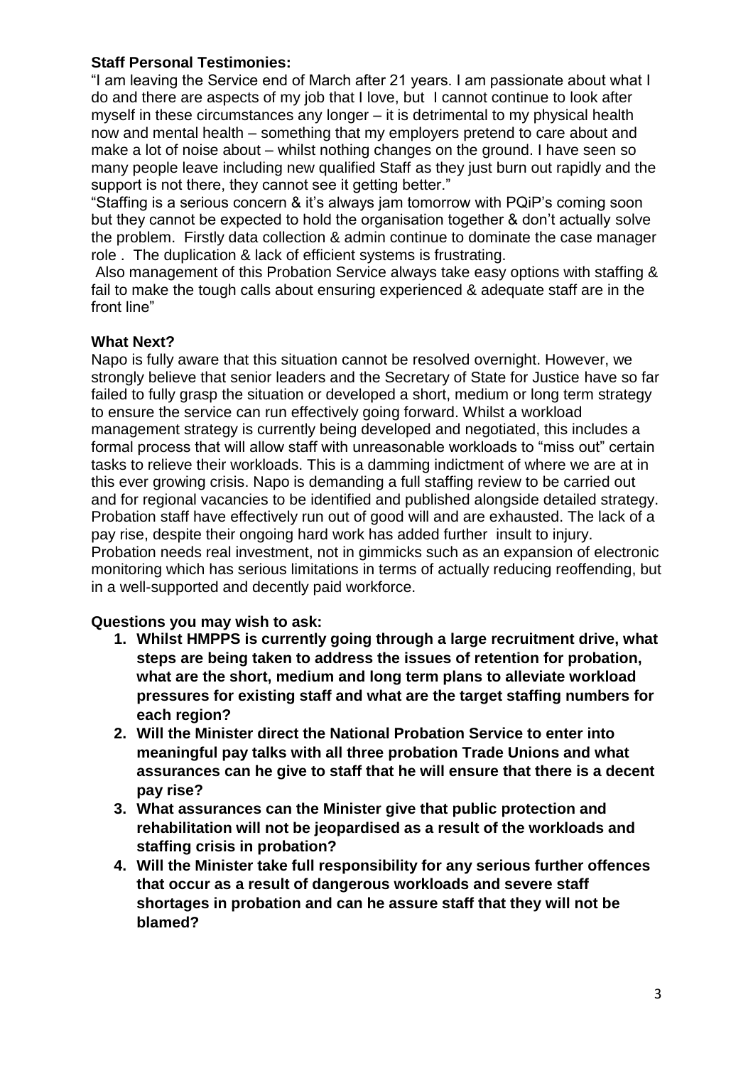**Staff Personal Testimonies:**

"I am leaving the Service end of March after 21 years. I am passionate about what I do and there are aspects of my job that I love, but I cannot continue to look after myself in these circumstances any longer – it is detrimental to my physical health now and mental health – something that my employers pretend to care about and make a lot of noise about – whilst nothing changes on the ground. I have seen so many people leave including new qualified Staff as they just burn out rapidly and the support is not there, they cannot see it getting better."

"Staffing is a serious concern & it's always jam tomorrow with PQiP's coming soon but they cannot be expected to hold the organisation together & don't actually solve the problem. Firstly data collection & admin continue to dominate the case manager role . The duplication & lack of efficient systems is frustrating.
Also management of this Probation Service always take easy options with staffing & fail to make the tough calls about ensuring experienced & adequate staff are in the front line"

**What Next?**

Napo is fully aware that this situation cannot be resolved overnight. However, we strongly believe that senior leaders and the Secretary of State for Justice have so far failed to fully grasp the situation or developed a short, medium or long term strategy to ensure the service can run effectively going forward. Whilst a workload management strategy is currently being developed and negotiated, this includes a formal process that will allow staff with unreasonable workloads to "miss out" certain tasks to relieve their workloads. This is a damming indictment of where we are at in this ever growing crisis. Napo is demanding a full staffing review to be carried out and for regional vacancies to be identified and published alongside detailed strategy. Probation staff have effectively run out of good will and are exhausted. The lack of a pay rise, despite their ongoing hard work has added further insult to injury. Probation needs real investment, not in gimmicks such as an expansion of electronic monitoring which has serious limitations in terms of actually reducing reoffending, but in a well-supported and decently paid workforce.

**Questions you may wish to ask:**

1. **Whilst HMPPS is currently going through a large recruitment drive, what steps are being taken to address the issues of retention for probation, what are the short, medium and long term plans to alleviate workload pressures for existing staff and what are the target staffing numbers for each region?**
2. **Will the Minister direct the National Probation Service to enter into meaningful pay talks with all three probation Trade Unions and what assurances can he give to staff that he will ensure that there is a decent pay rise?**
3. **What assurances can the Minister give that public protection and rehabilitation will not be jeopardised as a result of the workloads and staffing crisis in probation?**
4. **Will the Minister take full responsibility for any serious further offences that occur as a result of dangerous workloads and severe staff shortages in probation and can he assure staff that they will not be blamed?**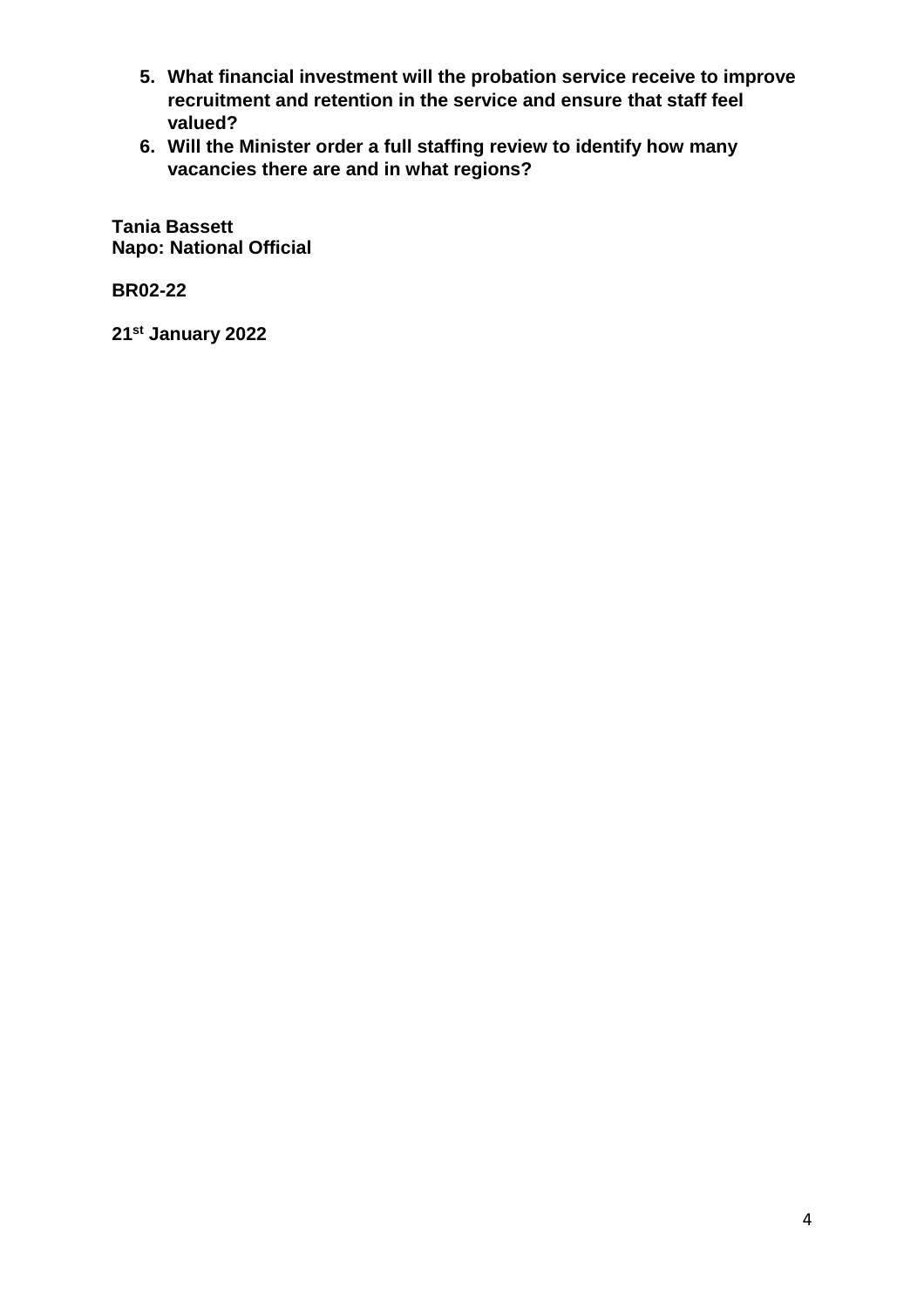5. **What financial investment will the probation service receive to improve recruitment and retention in the service and ensure that staff feel valued?**
6. **Will the Minister order a full staffing review to identify how many vacancies there are and in what regions?**

**Tania Bassett**
**Napo: National Official**

**BR02-22**

**21st January 2022**